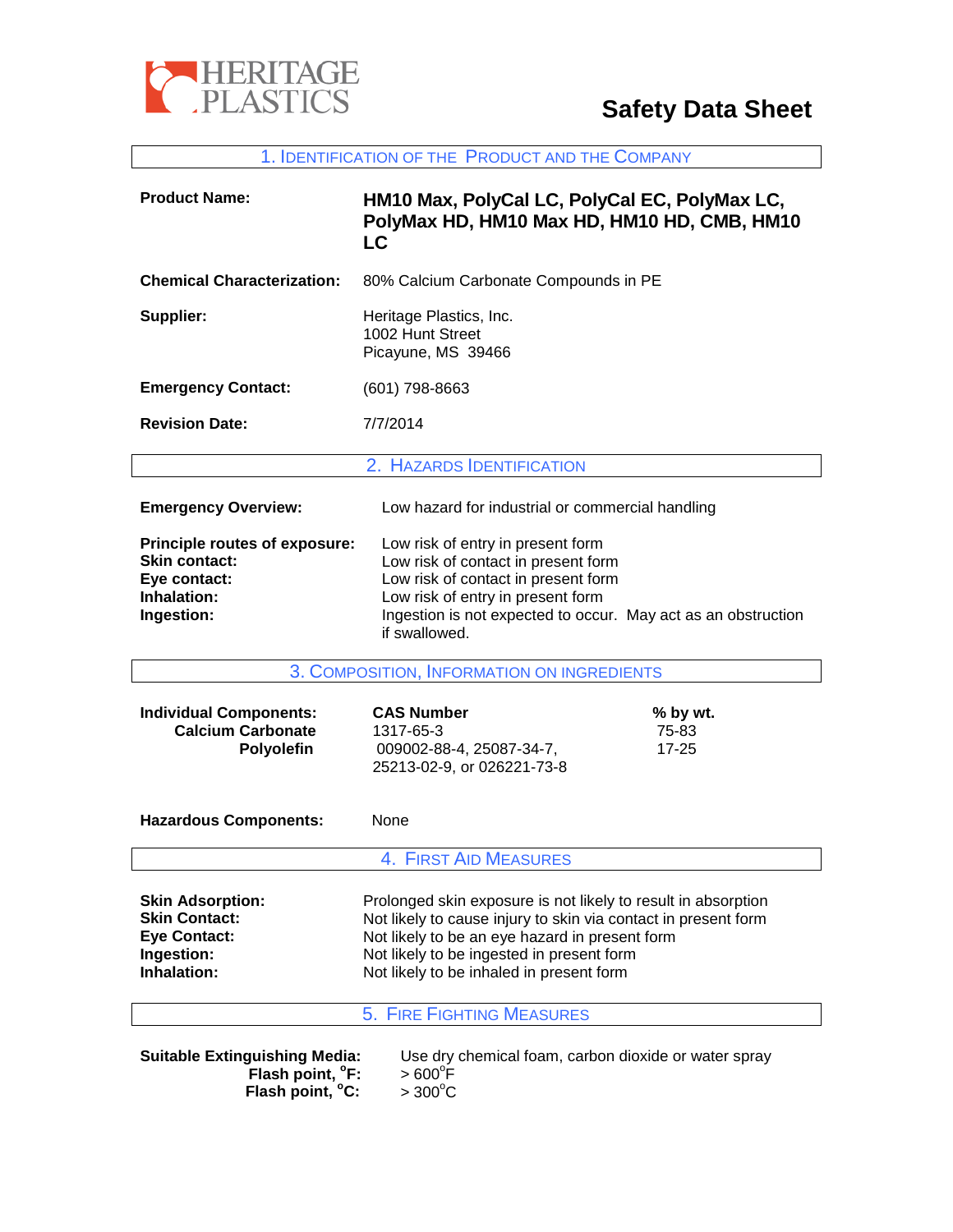HERITAGE PLASTICS

# Safety Data Sheet

## 1. Identification of the Product and the Company

**Product Name:** **HM10 Max, PolyCal LC, PolyCal EC, PolyMax LC, PolyMax HD, HM10 Max HD, HM10 HD, CMB, HM10 LC**

**Chemical Characterization:** 80% Calcium Carbonate Compounds in PE

**Supplier:** Heritage Plastics, Inc.
1002 Hunt Street
Picayune, MS 39466

**Emergency Contact:** (601) 798-8663

**Revision Date:** 7/7/2014

## 2. Hazards Identification

**Emergency Overview:** Low hazard for industrial or commercial handling

**Principle routes of exposure:** Low risk of entry in present form
**Skin contact:** Low risk of contact in present form
**Eye contact:** Low risk of contact in present form
**Inhalation:** Low risk of entry in present form
**Ingestion:** Ingestion is not expected to occur. May act as an obstruction if swallowed.

## 3. Composition, Information on Ingredients

| Individual Components: | CAS Number | % by wt. |
|---|---|---|
| Calcium Carbonate | 1317-65-3 | 75-83 |
| Polyolefin | 009002-88-4, 25087-34-7, 25213-02-9, or 026221-73-8 | 17-25 |

**Hazardous Components:** None

## 4. First Aid Measures

**Skin Adsorption:** Prolonged skin exposure is not likely to result in absorption
**Skin Contact:** Not likely to cause injury to skin via contact in present form
**Eye Contact:** Not likely to be an eye hazard in present form
**Ingestion:** Not likely to be ingested in present form
**Inhalation:** Not likely to be inhaled in present form

## 5. Fire Fighting Measures

**Suitable Extinguishing Media:** Use dry chemical foam, carbon dioxide or water spray
**Flash point, °F:** > 600°F
**Flash point, °C:** > 300°C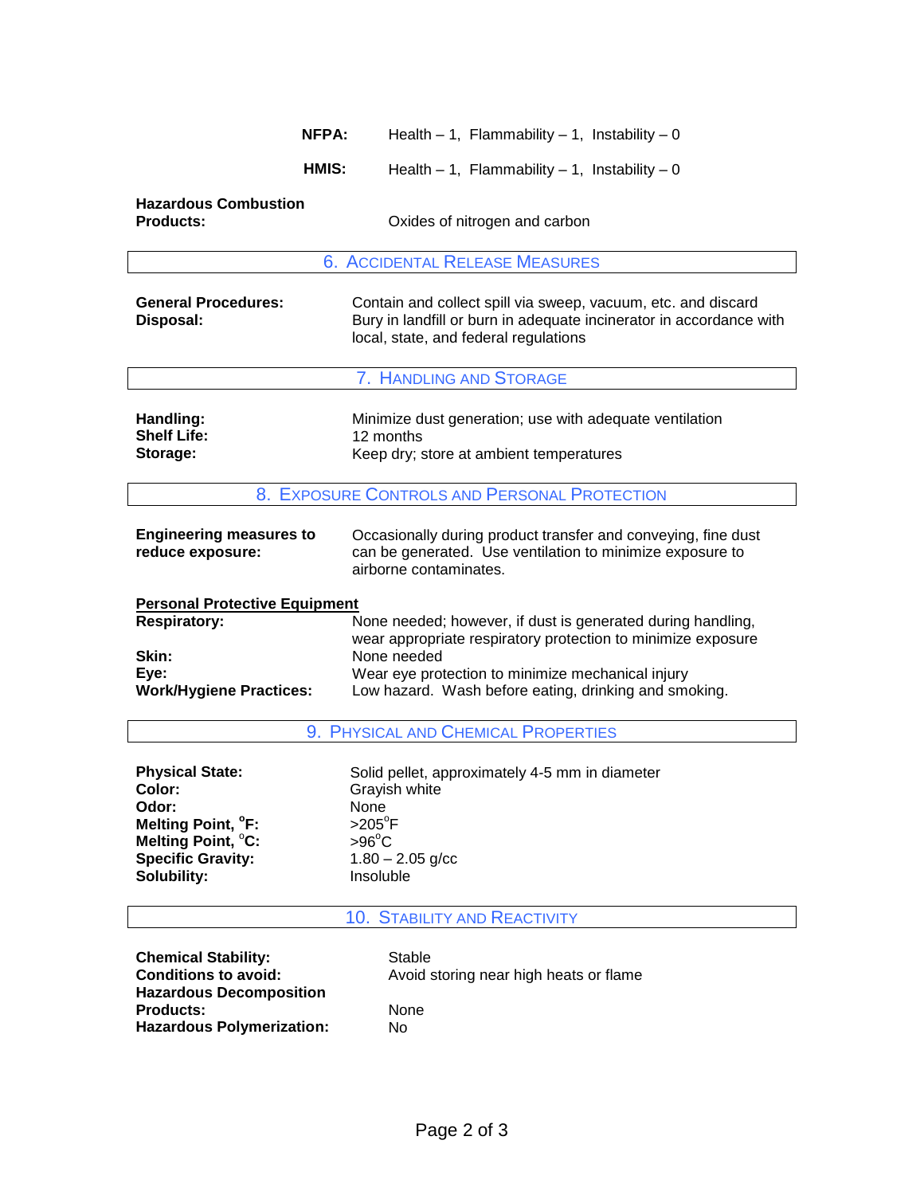**NFPA:** Health – 1, Flammability – 1, Instability – 0

**HMIS:** Health – 1, Flammability – 1, Instability – 0

**Hazardous Combustion Products:** Oxides of nitrogen and carbon

## 6. Accidental Release Measures

**General Procedures:** Contain and collect spill via sweep, vacuum, etc. and discard

**Disposal:** Bury in landfill or burn in adequate incinerator in accordance with local, state, and federal regulations

## 7. Handling and Storage

**Handling:** Minimize dust generation; use with adequate ventilation

**Shelf Life:** 12 months

**Storage:** Keep dry; store at ambient temperatures

## 8. Exposure Controls and Personal Protection

**Engineering measures to reduce exposure:** Occasionally during product transfer and conveying, fine dust can be generated. Use ventilation to minimize exposure to airborne contaminates.

**Personal Protective Equipment**

**Respiratory:** None needed; however, if dust is generated during handling, wear appropriate respiratory protection to minimize exposure

**Skin:** None needed

**Eye:** Wear eye protection to minimize mechanical injury

**Work/Hygiene Practices:** Low hazard. Wash before eating, drinking and smoking.

## 9. Physical and Chemical Properties

**Physical State:** Solid pellet, approximately 4-5 mm in diameter

**Color:** Grayish white

**Odor:** None

**Melting Point, °F:** >205°F

**Melting Point, °C:** >96°C

**Specific Gravity:** 1.80 – 2.05 g/cc

**Solubility:** Insoluble

## 10. Stability and Reactivity

**Chemical Stability:** Stable

**Conditions to avoid:** Avoid storing near high heats or flame

**Hazardous Decomposition Products:** None

**Hazardous Polymerization:** No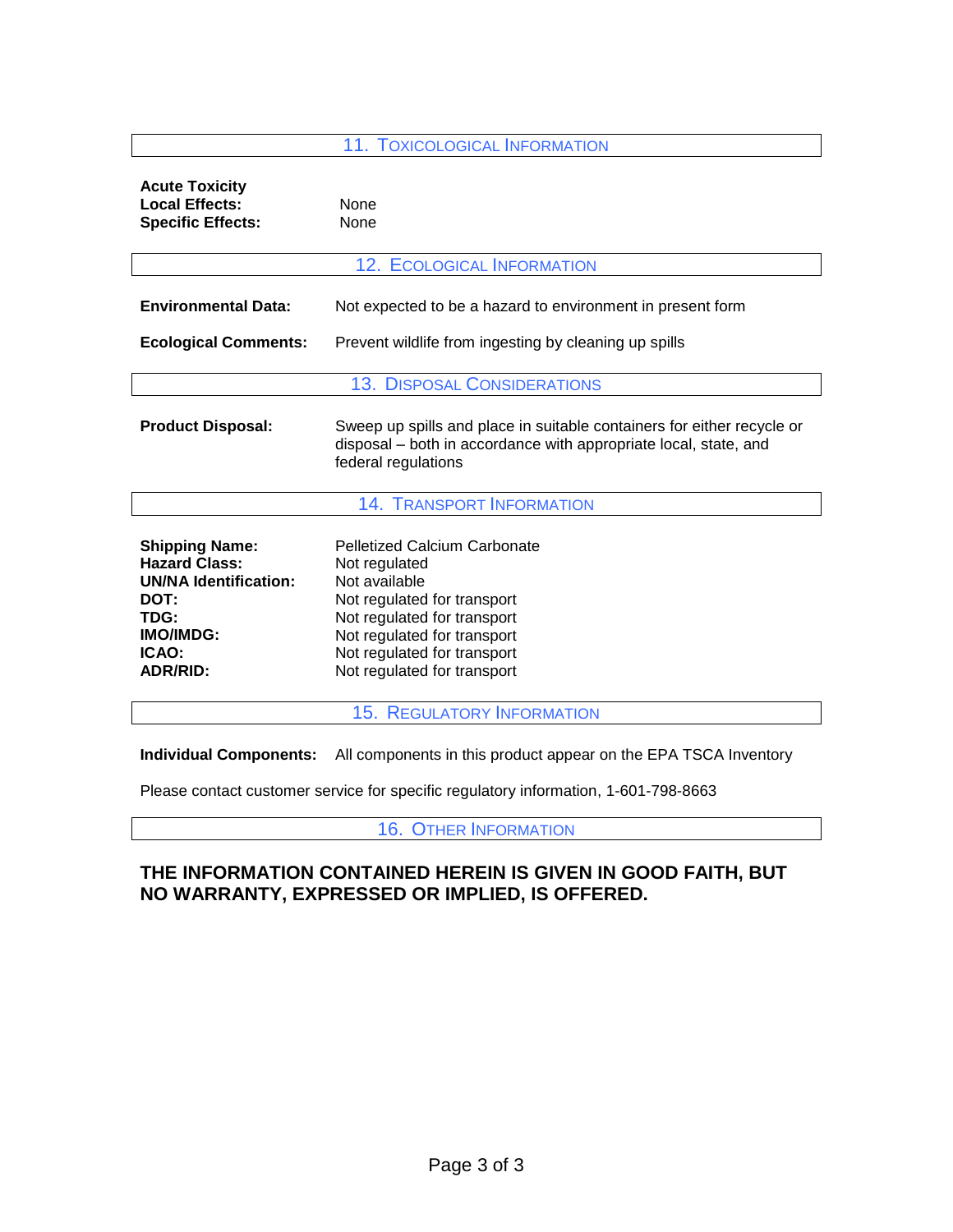## 11. Toxicological Information

**Acute Toxicity**
**Local Effects:** None
**Specific Effects:** None

## 12. Ecological Information

**Environmental Data:** Not expected to be a hazard to environment in present form

**Ecological Comments:** Prevent wildlife from ingesting by cleaning up spills

## 13. Disposal Considerations

**Product Disposal:** Sweep up spills and place in suitable containers for either recycle or disposal – both in accordance with appropriate local, state, and federal regulations

## 14. Transport Information

| | |
|---|---|
| **Shipping Name:** | Pelletized Calcium Carbonate |
| **Hazard Class:** | Not regulated |
| **UN/NA Identification:** | Not available |
| **DOT:** | Not regulated for transport |
| **TDG:** | Not regulated for transport |
| **IMO/IMDG:** | Not regulated for transport |
| **ICAO:** | Not regulated for transport |
| **ADR/RID:** | Not regulated for transport |

## 15. Regulatory Information

**Individual Components:** All components in this product appear on the EPA TSCA Inventory

Please contact customer service for specific regulatory information, 1-601-798-8663

## 16. Other Information

**THE INFORMATION CONTAINED HEREIN IS GIVEN IN GOOD FAITH, BUT NO WARRANTY, EXPRESSED OR IMPLIED, IS OFFERED.**